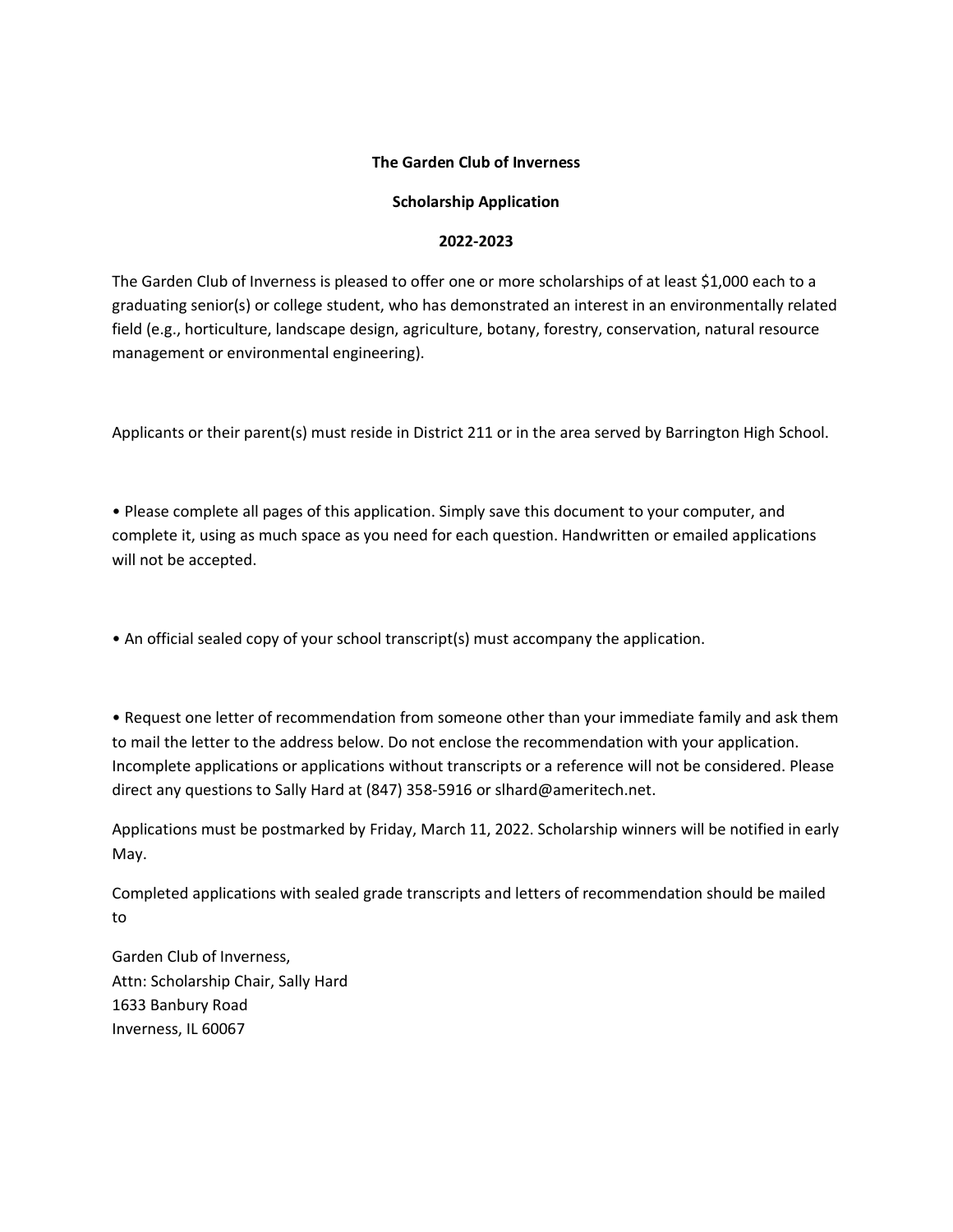**The Garden Club of Inverness**

**Scholarship Application**

**2022-2023**

The Garden Club of Inverness is pleased to offer one or more scholarships of at least $1,000 each to a graduating senior(s) or college student, who has demonstrated an interest in an environmentally related field (e.g., horticulture, landscape design, agriculture, botany, forestry, conservation, natural resource management or environmental engineering).

Applicants or their parent(s) must reside in District 211 or in the area served by Barrington High School.

- Please complete all pages of this application. Simply save this document to your computer, and complete it, using as much space as you need for each question. Handwritten or emailed applications will not be accepted.

- An official sealed copy of your school transcript(s) must accompany the application.

- Request one letter of recommendation from someone other than your immediate family and ask them to mail the letter to the address below. Do not enclose the recommendation with your application. Incomplete applications or applications without transcripts or a reference will not be considered. Please direct any questions to Sally Hard at (847) 358-5916 or slhard@ameritech.net.

Applications must be postmarked by Friday, March 11, 2022. Scholarship winners will be notified in early May.

Completed applications with sealed grade transcripts and letters of recommendation should be mailed to

Garden Club of Inverness,
Attn: Scholarship Chair, Sally Hard
1633 Banbury Road
Inverness, IL 60067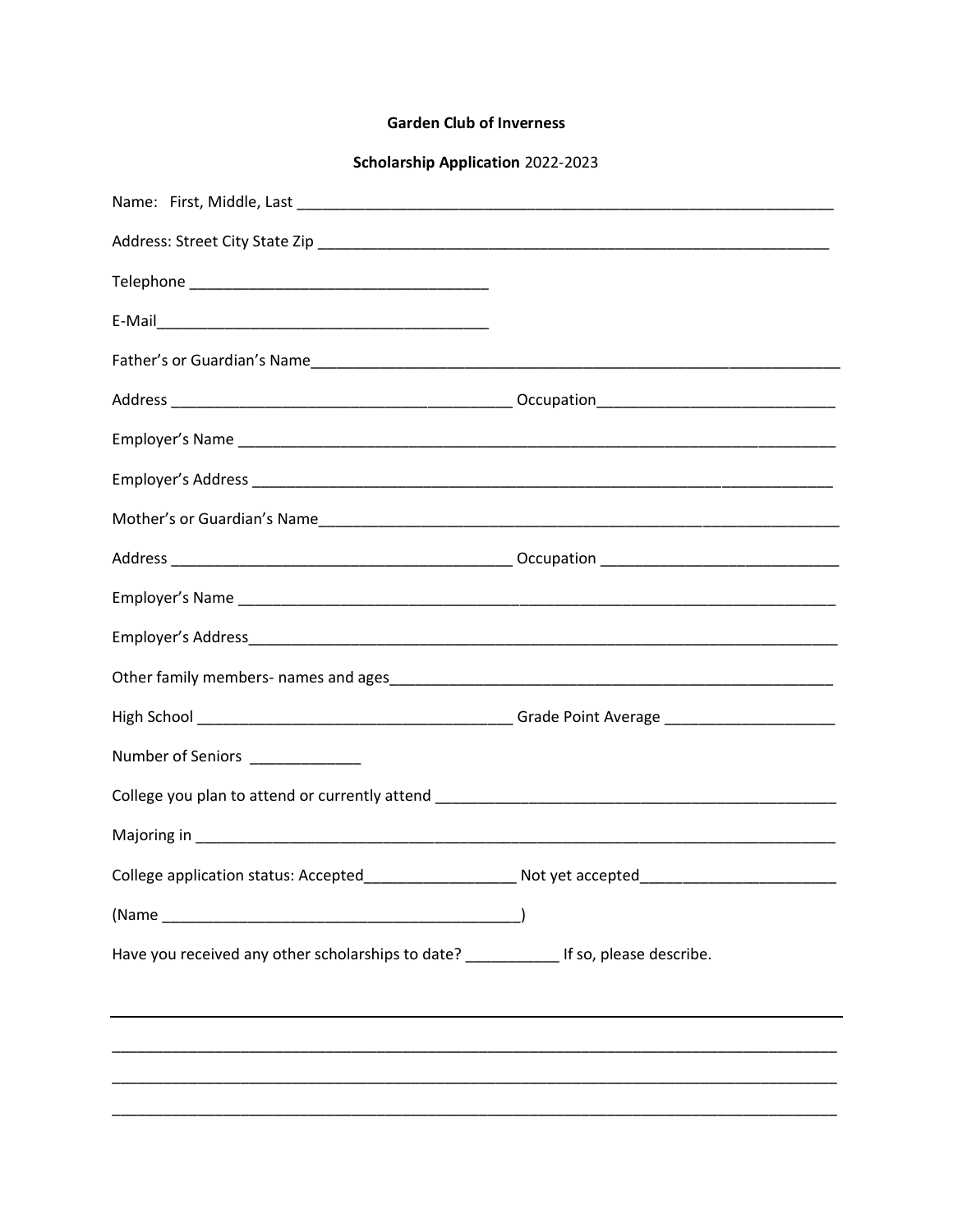**Garden Club of Inverness**

**Scholarship Application** 2022-2023

Name: First, Middle, Last ___________________________________________________________________

Address: Street City State Zip _______________________________________________________________

Telephone ___________________________________

E-Mail________________________________________

Father's or Guardian's Name_________________________________________________________________

Address ________________________________________ Occupation___________________________

Employer's Name ______________________________________________________________________

Employer's Address _____________________________________________________________________

Mother's or Guardian's Name_________________________________________________________________

Address ________________________________________ Occupation ___________________________

Employer's Name ______________________________________________________________________

Employer's Address______________________________________________________________________

Other family members- names and ages____________________________________________________

High School _____________________________________ Grade Point Average ___________________

Number of Seniors _____________

College you plan to attend or currently attend _______________________________________________

Majoring in ___________________________________________________________________________

College application status: Accepted_________________ Not yet accepted______________________

(Name __________________________________________)

Have you received any other scholarships to date? ___________ If so, please describe.

_______________________________________________________________________________________

_______________________________________________________________________________________

_______________________________________________________________________________________

_______________________________________________________________________________________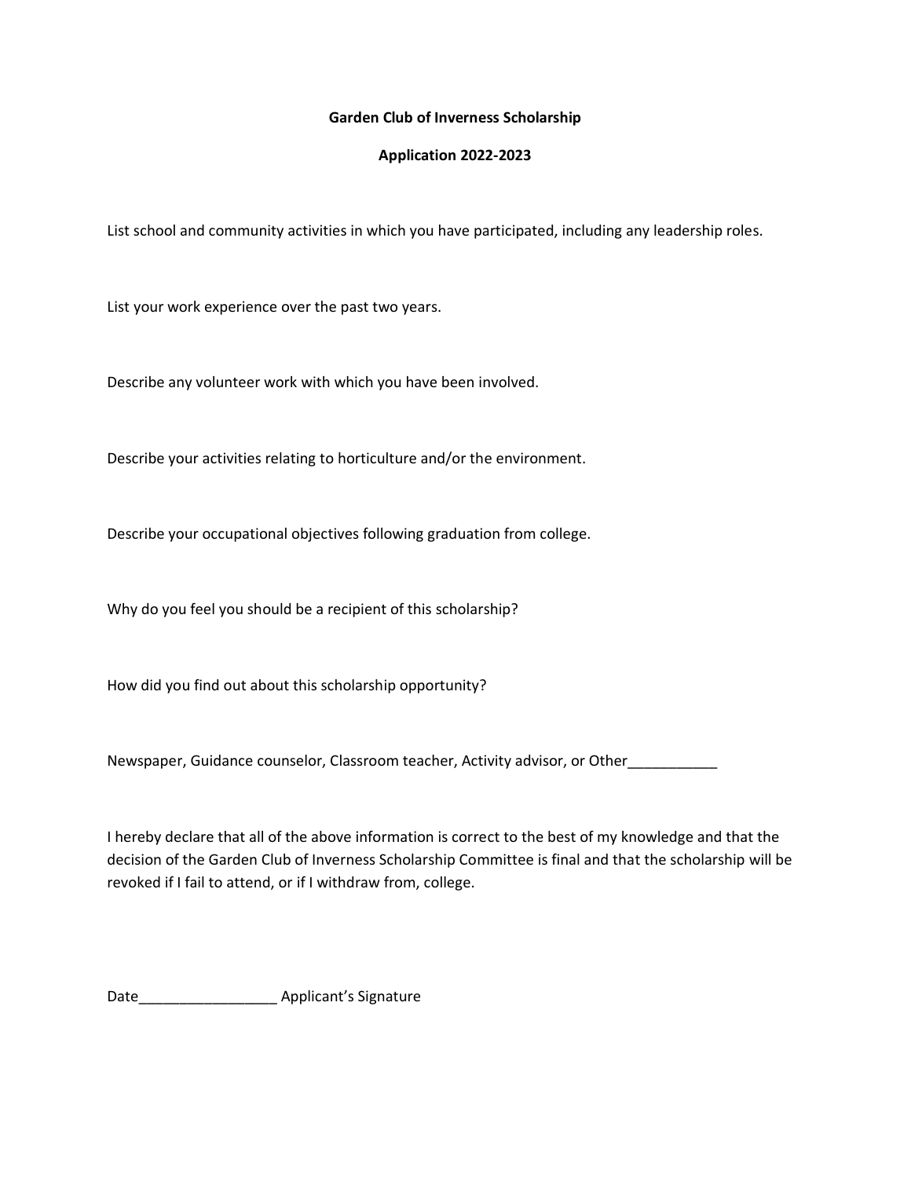**Garden Club of Inverness Scholarship**

**Application 2022-2023**

List school and community activities in which you have participated, including any leadership roles.

List your work experience over the past two years.

Describe any volunteer work with which you have been involved.

Describe your activities relating to horticulture and/or the environment.

Describe your occupational objectives following graduation from college.

Why do you feel you should be a recipient of this scholarship?

How did you find out about this scholarship opportunity?

Newspaper, Guidance counselor, Classroom teacher, Activity advisor, or Other___________

I hereby declare that all of the above information is correct to the best of my knowledge and that the decision of the Garden Club of Inverness Scholarship Committee is final and that the scholarship will be revoked if I fail to attend, or if I withdraw from, college.

Date_________________ Applicant's Signature